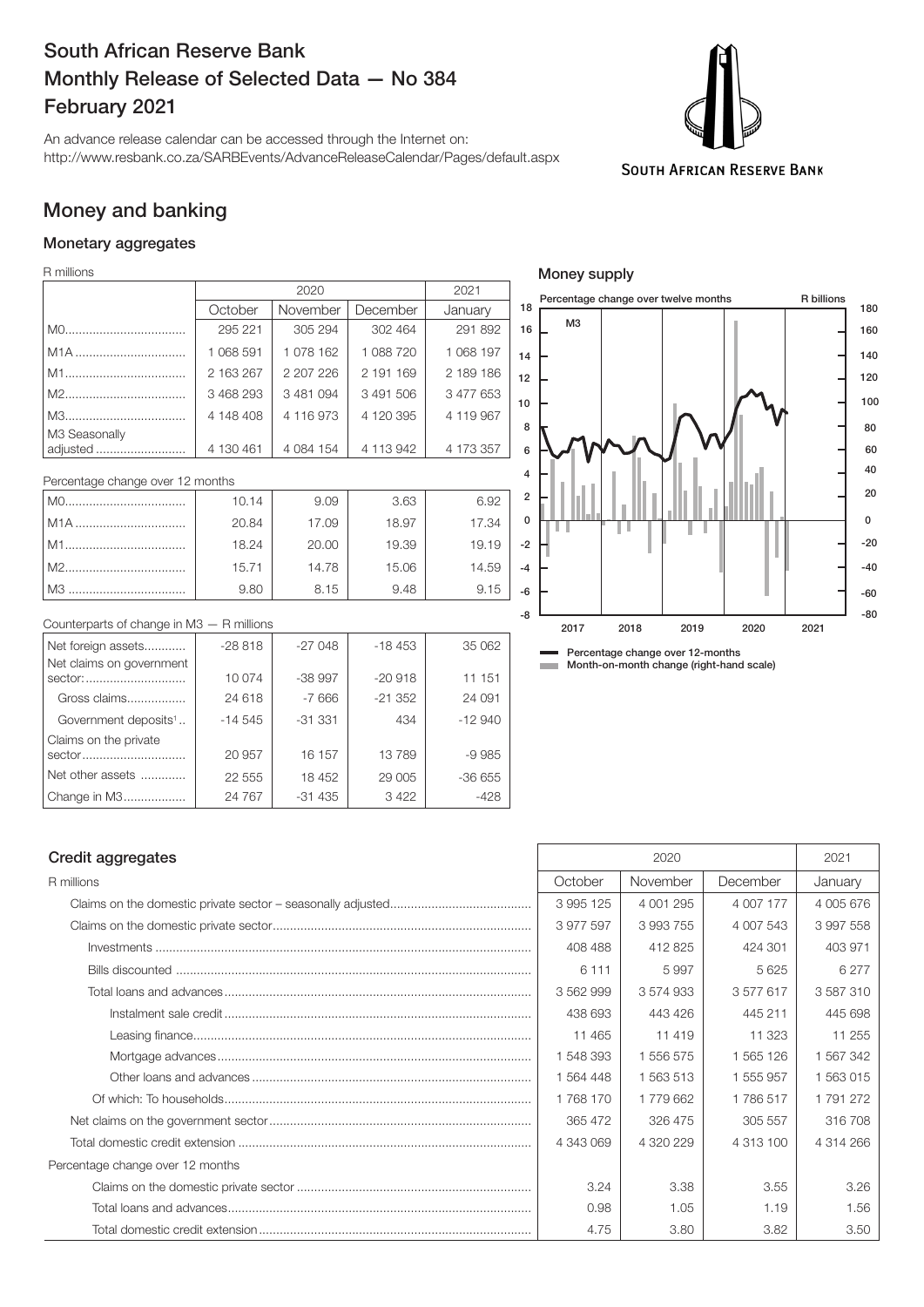# South African Reserve Bank
# Monthly Release of Selected Data — No 384
# February 2021

An advance release calendar can be accessed through the Internet on:
http://www.resbank.co.za/SARBEvents/AdvanceReleaseCalendar/Pages/default.aspx

## Money and banking

### Monetary aggregates

R millions

| | 2020 | | | 2021 |
|---|---|---|---|---|
| | October | November | December | January |
| M0 | 295 221 | 305 294 | 302 464 | 291 892 |
| M1A | 1 068 591 | 1 078 162 | 1 088 720 | 1 068 197 |
| M1 | 2 163 267 | 2 207 226 | 2 191 169 | 2 189 186 |
| M2 | 3 468 293 | 3 481 094 | 3 491 506 | 3 477 653 |
| M3 | 4 148 408 | 4 116 973 | 4 120 395 | 4 119 967 |
| M3 Seasonally adjusted | 4 130 461 | 4 084 154 | 4 113 942 | 4 173 357 |

Percentage change over 12 months

| | October | November | December | January |
|---|---|---|---|---|
| M0 | 10.14 | 9.09 | 3.63 | 6.92 |
| M1A | 20.84 | 17.09 | 18.97 | 17.34 |
| M1 | 18.24 | 20.00 | 19.39 | 19.19 |
| M2 | 15.71 | 14.78 | 15.06 | 14.59 |
| M3 | 9.80 | 8.15 | 9.48 | 9.15 |

Counterparts of change in M3 — R millions

| | October | November | December | January |
|---|---|---|---|---|
| Net foreign assets | -28 818 | -27 048 | -18 453 | 35 062 |
| Net claims on government sector: | 10 074 | -38 997 | -20 918 | 11 151 |
| Gross claims | 24 618 | -7 666 | -21 352 | 24 091 |
| Government deposits[1] | -14 545 | -31 331 | 434 | -12 940 |
| Claims on the private sector | 20 957 | 16 157 | 13 789 | -9 985 |
| Net other assets | 22 555 | 18 452 | 29 005 | -36 655 |
| Change in M3 | 24 767 | -31 435 | 3 422 | -428 |

### Money supply

Percentage change over twelve months — R billions

M3

2017 2018 2019 2020 2021

Percentage change over 12-months
Month-on-month change (right-hand scale)

### Credit aggregates

| R millions | 2020 | | | 2021 |
|---|---|---|---|---|
| | October | November | December | January |
| Claims on the domestic private sector – seasonally adjusted | 3 995 125 | 4 001 295 | 4 007 177 | 4 005 676 |
| Claims on the domestic private sector | 3 977 597 | 3 993 755 | 4 007 543 | 3 997 558 |
| Investments | 408 488 | 412 825 | 424 301 | 403 971 |
| Bills discounted | 6 111 | 5 997 | 5 625 | 6 277 |
| Total loans and advances | 3 562 999 | 3 574 933 | 3 577 617 | 3 587 310 |
| Instalment sale credit | 438 693 | 443 426 | 445 211 | 445 698 |
| Leasing finance | 11 465 | 11 419 | 11 323 | 11 255 |
| Mortgage advances | 1 548 393 | 1 556 575 | 1 565 126 | 1 567 342 |
| Other loans and advances | 1 564 448 | 1 563 513 | 1 555 957 | 1 563 015 |
| Of which: To households | 1 768 170 | 1 779 662 | 1 786 517 | 1 791 272 |
| Net claims on the government sector | 365 472 | 326 475 | 305 557 | 316 708 |
| Total domestic credit extension | 4 343 069 | 4 320 229 | 4 313 100 | 4 314 266 |
| Percentage change over 12 months | | | | |
| Claims on the domestic private sector | 3.24 | 3.38 | 3.55 | 3.26 |
| Total loans and advances | 0.98 | 1.05 | 1.19 | 1.56 |
| Total domestic credit extension | 4.75 | 3.80 | 3.82 | 3.50 |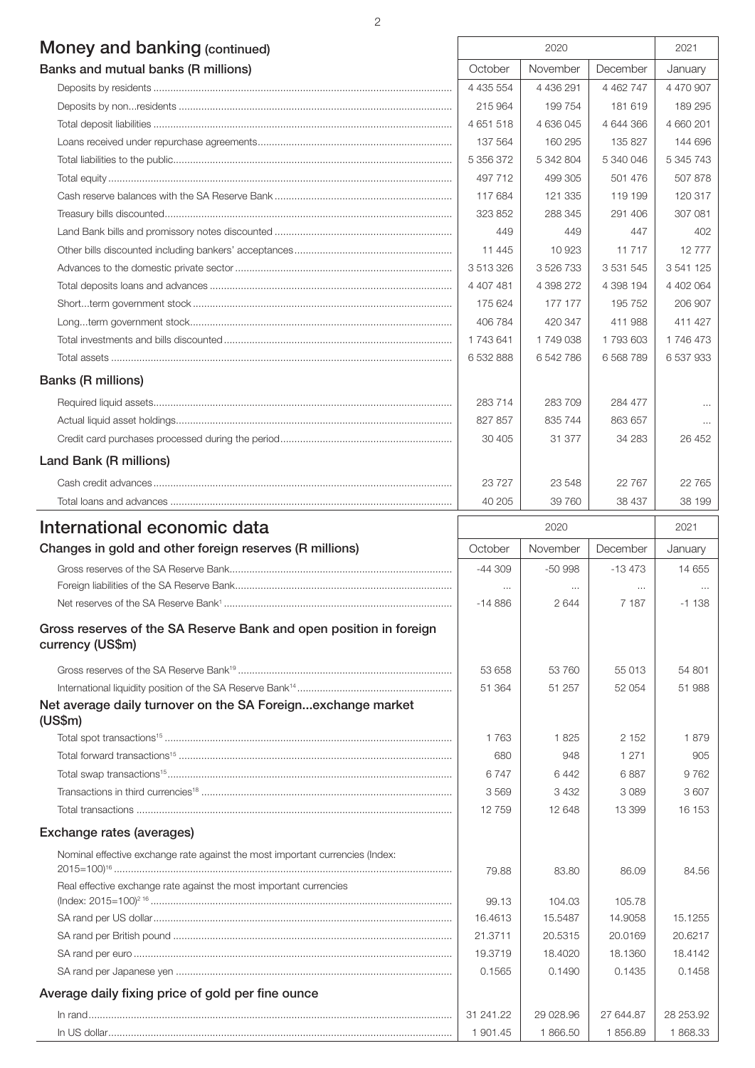## Money and banking (continued)

| Banks and mutual banks (R millions) | 2020 | | | 2021 |
|---|---|---|---|---|
| | October | November | December | January |
| Deposits by residents | 4 435 554 | 4 436 291 | 4 462 747 | 4 470 907 |
| Deposits by non...residents | 215 964 | 199 754 | 181 619 | 189 295 |
| Total deposit liabilities | 4 651 518 | 4 636 045 | 4 644 366 | 4 660 201 |
| Loans received under repurchase agreements | 137 564 | 160 295 | 135 827 | 144 696 |
| Total liabilities to the public | 5 356 372 | 5 342 804 | 5 340 046 | 5 345 743 |
| Total equity | 497 712 | 499 305 | 501 476 | 507 878 |
| Cash reserve balances with the SA Reserve Bank | 117 684 | 121 335 | 119 199 | 120 317 |
| Treasury bills discounted | 323 852 | 288 345 | 291 406 | 307 081 |
| Land Bank bills and promissory notes discounted | 449 | 449 | 447 | 402 |
| Other bills discounted including bankers' acceptances | 11 445 | 10 923 | 11 717 | 12 777 |
| Advances to the domestic private sector | 3 513 326 | 3 526 733 | 3 531 545 | 3 541 125 |
| Total deposits loans and advances | 4 407 481 | 4 398 272 | 4 398 194 | 4 402 064 |
| Short...term government stock | 175 624 | 177 177 | 195 752 | 206 907 |
| Long...term government stock | 406 784 | 420 347 | 411 988 | 411 427 |
| Total investments and bills discounted | 1 743 641 | 1 749 038 | 1 793 603 | 1 746 473 |
| Total assets | 6 532 888 | 6 542 786 | 6 568 789 | 6 537 933 |
| **Banks (R millions)** | | | | |
| Required liquid assets | 283 714 | 283 709 | 284 477 | ... |
| Actual liquid asset holdings | 827 857 | 835 744 | 863 657 | ... |
| Credit card purchases processed during the period | 30 405 | 31 377 | 34 283 | 26 452 |
| **Land Bank (R millions)** | | | | |
| Cash credit advances | 23 727 | 23 548 | 22 767 | 22 765 |
| Total loans and advances | 40 205 | 39 760 | 38 437 | 38 199 |

## International economic data

| Changes in gold and other foreign reserves (R millions) | 2020 | | | 2021 |
|---|---|---|---|---|
| | October | November | December | January |
| Gross reserves of the SA Reserve Bank | -44 309 | -50 998 | -13 473 | 14 655 |
| Foreign liabilities of the SA Reserve Bank | ... | ... | ... | ... |
| Net reserves of the SA Reserve Bank[1] | -14 886 | 2 644 | 7 187 | -1 138 |
| **Gross reserves of the SA Reserve Bank and open position in foreign currency (US$m)** | | | | |
| Gross reserves of the SA Reserve Bank[19] | 53 658 | 53 760 | 55 013 | 54 801 |
| International liquidity position of the SA Reserve Bank[14] | 51 364 | 51 257 | 52 054 | 51 988 |
| **Net average daily turnover on the SA Foreign...exchange market (US$m)** | | | | |
| Total spot transactions[15] | 1 763 | 1 825 | 2 152 | 1 879 |
| Total forward transactions[15] | 680 | 948 | 1 271 | 905 |
| Total swap transactions[15] | 6 747 | 6 442 | 6 887 | 9 762 |
| Transactions in third currencies[18] | 3 569 | 3 432 | 3 089 | 3 607 |
| Total transactions | 12 759 | 12 648 | 13 399 | 16 153 |
| **Exchange rates (averages)** | | | | |
| Nominal effective exchange rate against the most important currencies (Index: 2015=100)[16] | 79.88 | 83.80 | 86.09 | 84.56 |
| Real effective exchange rate against the most important currencies (Index: 2015=100)[2 16] | 99.13 | 104.03 | 105.78 | |
| SA rand per US dollar | 16.4613 | 15.5487 | 14.9058 | 15.1255 |
| SA rand per British pound | 21.3711 | 20.5315 | 20.0169 | 20.6217 |
| SA rand per euro | 19.3719 | 18.4020 | 18.1360 | 18.4142 |
| SA rand per Japanese yen | 0.1565 | 0.1490 | 0.1435 | 0.1458 |
| **Average daily fixing price of gold per fine ounce** | | | | |
| In rand | 31 241.22 | 29 028.96 | 27 644.87 | 28 253.92 |
| In US dollar | 1 901.45 | 1 866.50 | 1 856.89 | 1 868.33 |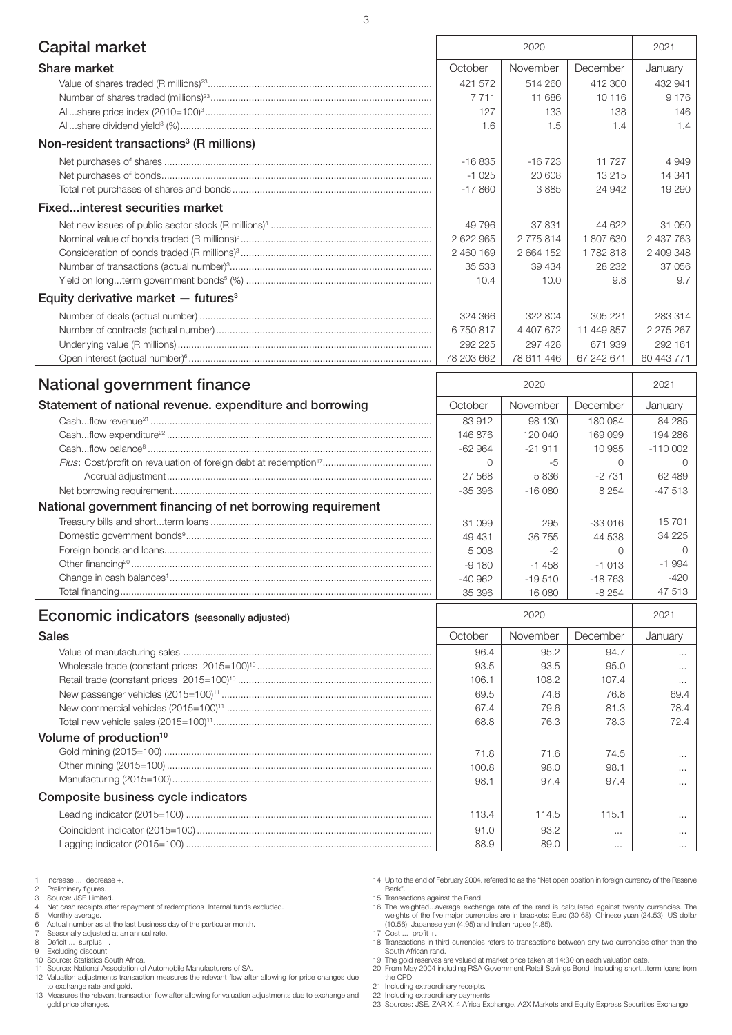## Capital market

| | 2020 | | | 2021 |
|---|---|---|---|---|
| **Share market** | October | November | December | January |
| Value of shares traded (R millions)[23] | 421 572 | 514 260 | 412 300 | 432 941 |
| Number of shares traded (millions)[23] | 7 711 | 11 686 | 10 116 | 9 176 |
| All...share price index (2010=100)[3] | 127 | 133 | 138 | 146 |
| All...share dividend yield[3] (%) | 1.6 | 1.5 | 1.4 | 1.4 |
| **Non-resident transactions[3] (R millions)** | | | | |
| Net purchases of shares | -16 835 | -16 723 | 11 727 | 4 949 |
| Net purchases of bonds | -1 025 | 20 608 | 13 215 | 14 341 |
| Total net purchases of shares and bonds | -17 860 | 3 885 | 24 942 | 19 290 |
| **Fixed...interest securities market** | | | | |
| Net new issues of public sector stock (R millions)[4] | 49 796 | 37 831 | 44 622 | 31 050 |
| Nominal value of bonds traded (R millions)[3] | 2 622 965 | 2 775 814 | 1 807 630 | 2 437 763 |
| Consideration of bonds traded (R millions)[3] | 2 460 169 | 2 664 152 | 1 782 818 | 2 409 348 |
| Number of transactions (actual number)[3] | 35 533 | 39 434 | 28 232 | 37 056 |
| Yield on long...term government bonds[5] (%) | 10.4 | 10.0 | 9.8 | 9.7 |
| **Equity derivative market — futures[3]** | | | | |
| Number of deals (actual number) | 324 366 | 322 804 | 305 221 | 283 314 |
| Number of contracts (actual number) | 6 750 817 | 4 407 672 | 11 449 857 | 2 275 267 |
| Underlying value (R millions) | 292 225 | 297 428 | 671 939 | 292 161 |
| Open interest (actual number)[6] | 78 203 662 | 78 611 446 | 67 242 671 | 60 443 771 |

## National government finance

| | 2020 | | | 2021 |
|---|---|---|---|---|
| **Statement of national revenue. expenditure and borrowing** | October | November | December | January |
| Cash...flow revenue[21] | 83 912 | 98 130 | 180 084 | 84 285 |
| Cash...flow expenditure[22] | 146 876 | 120 040 | 169 099 | 194 286 |
| Cash...flow balance[8] | -62 964 | -21 911 | 10 985 | -110 002 |
| *Plus*: Cost/profit on revaluation of foreign debt at redemption[17] | 0 | -5 | 0 | 0 |
| Accrual adjustment | 27 568 | 5 836 | -2 731 | 62 489 |
| Net borrowing requirement | -35 396 | -16 080 | 8 254 | -47 513 |
| **National government financing of net borrowing requirement** | | | | |
| Treasury bills and short...term loans | 31 099 | 295 | -33 016 | 15 701 |
| Domestic government bonds[9] | 49 431 | 36 755 | 44 538 | 34 225 |
| Foreign bonds and loans | 5 008 | -2 | 0 | 0 |
| Other financing[20] | -9 180 | -1 458 | -1 013 | -1 994 |
| Change in cash balances[1] | -40 962 | -19 510 | -18 763 | -420 |
| Total financing | 35 396 | 16 080 | -8 254 | 47 513 |

## Economic indicators (seasonally adjusted)

| | 2020 | | | 2021 |
|---|---|---|---|---|
| **Sales** | October | November | December | January |
| Value of manufacturing sales | 96.4 | 95.2 | 94.7 | ... |
| Wholesale trade (constant prices 2015=100)[10] | 93.5 | 93.5 | 95.0 | ... |
| Retail trade (constant prices 2015=100)[10] | 106.1 | 108.2 | 107.4 | ... |
| New passenger vehicles (2015=100)[11] | 69.5 | 74.6 | 76.8 | 69.4 |
| New commercial vehicles (2015=100)[11] | 67.4 | 79.6 | 81.3 | 78.4 |
| Total new vehicle sales (2015=100)[11] | 68.8 | 76.3 | 78.3 | 72.4 |
| **Volume of production[10]** | | | | |
| Gold mining (2015=100) | 71.8 | 71.6 | 74.5 | ... |
| Other mining (2015=100) | 100.8 | 98.0 | 98.1 | ... |
| Manufacturing (2015=100) | 98.1 | 97.4 | 97.4 | ... |
| **Composite business cycle indicators** | | | | |
| Leading indicator (2015=100) | 113.4 | 114.5 | 115.1 | ... |
| Coincident indicator (2015=100) | 91.0 | 93.2 | ... | ... |
| Lagging indicator (2015=100) | 88.9 | 89.0 | ... | ... |

1 Increase ... decrease +.
2 Preliminary figures.
3 Source: JSE Limited.
4 Net cash receipts after repayment of redemptions Internal funds excluded.
5 Monthly average.
6 Actual number as at the last business day of the particular month.
7 Seasonally adjusted at an annual rate.
8 Deficit ... surplus +.
9 Excluding discount.
10 Source: Statistics South Africa.
11 Source: National Association of Automobile Manufacturers of SA.
12 Valuation adjustments transaction measures the relevant flow after allowing for price changes due to exchange rate and gold.
13 Measures the relevant transaction flow after allowing for valuation adjustments due to exchange and gold price changes.
14 Up to the end of February 2004. referred to as the "Net open position in foreign currency of the Reserve Bank".
15 Transactions against the Rand.
16 The weighted...average exchange rate of the rand is calculated against twenty currencies. The weights of the five major currencies are in brackets: Euro (30.68) Chinese yuan (24.53) US dollar (10.56) Japanese yen (4.95) and Indian rupee (4.85).
17 Cost ... profit +.
18 Transactions in third currencies refers to transactions between any two currencies other than the South African rand.
19 The gold reserves are valued at market price taken at 14:30 on each valuation date.
20 From May 2004 including RSA Government Retail Savings Bond Including short...term loans from the CPD.
21 Including extraordinary receipts.
22 Including extraordinary payments.
23 Sources: JSE. ZAR X. 4 Africa Exchange. A2X Markets and Equity Express Securities Exchange.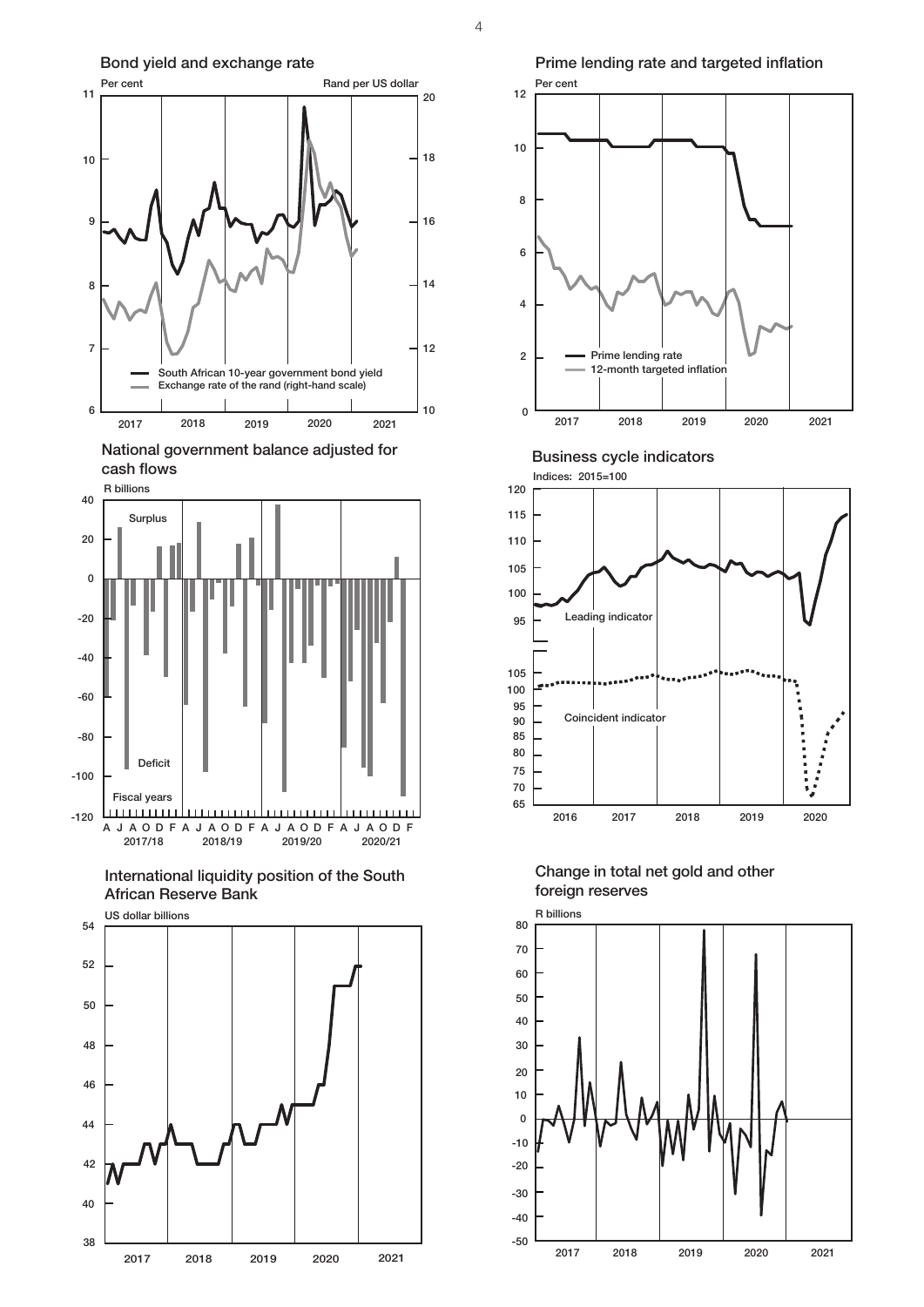## Bond yield and exchange rate

Per cent

Rand per US dollar

11
10
9
8
7
6

20
18
16
14
12
10

2017 2018 2019 2020 2021

South African 10-year government bond yield

Exchange rate of the rand (right-hand scale)

## Prime lending rate and targeted inflation

Per cent

12
10
8
6
4
2
0

2017 2018 2019 2020 2021

Prime lending rate

12-month targeted inflation

## National government balance adjusted for cash flows

R billions

40
20
0
-20
-40
-60
-80
-100
-120

Surplus

Deficit

Fiscal years

A J A O D F A J A O D F A J A O D F A J A O D F

2017/18 2018/19 2019/20 2020/21

## Business cycle indicators

Indices: 2015=100

120
115
110
105
100
95

Leading indicator

105
100
95
90
85
80
75
70
65

Coincident indicator

2016 2017 2018 2019 2020

## International liquidity position of the South African Reserve Bank

US dollar billions

54
52
50
48
46
44
42
40
38

2017 2018 2019 2020 2021

## Change in total net gold and other foreign reserves

R billions

80
70
60
50
40
30
20
10
0
-10
-20
-30
-40
-50

2017 2018 2019 2020 2021